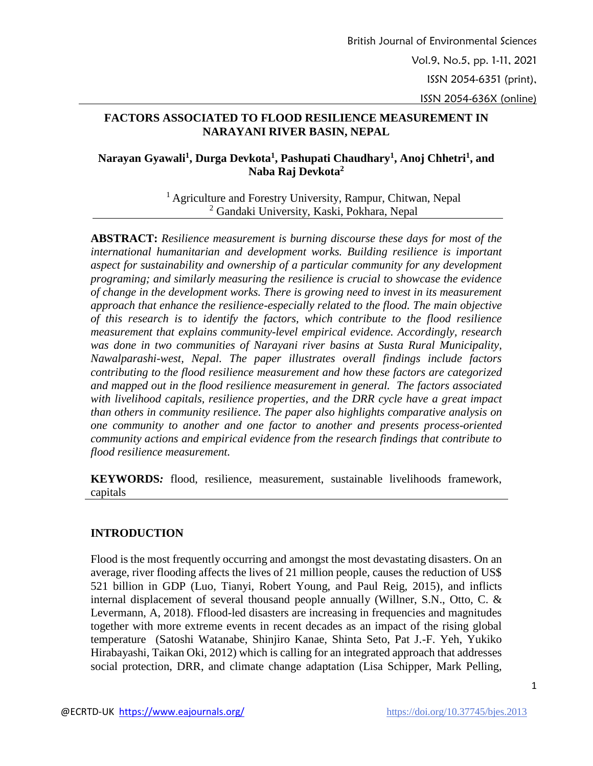# FACTORS ASSOCIATED TO FLOOD RESILIENCE MEASUREMENT IN NARAYANI RIVER BASIN, NEPAL

**Narayan Gyawali[1], Durga Devkota[1], Pashupati Chaudhary[1], Anoj Chhetri[1], and Naba Raj Devkota[2]**

[1] Agriculture and Forestry University, Rampur, Chitwan, Nepal
[2] Gandaki University, Kaski, Pokhara, Nepal

**ABSTRACT:** *Resilience measurement is burning discourse these days for most of the international humanitarian and development works. Building resilience is important aspect for sustainability and ownership of a particular community for any development programing; and similarly measuring the resilience is crucial to showcase the evidence of change in the development works. There is growing need to invest in its measurement approach that enhance the resilience-especially related to the flood. The main objective of this research is to identify the factors, which contribute to the flood resilience measurement that explains community-level empirical evidence. Accordingly, research was done in two communities of Narayani river basins at Susta Rural Municipality, Nawalparashi-west, Nepal. The paper illustrates overall findings include factors contributing to the flood resilience measurement and how these factors are categorized and mapped out in the flood resilience measurement in general. The factors associated with livelihood capitals, resilience properties, and the DRR cycle have a great impact than others in community resilience. The paper also highlights comparative analysis on one community to another and one factor to another and presents process-oriented community actions and empirical evidence from the research findings that contribute to flood resilience measurement.*

**KEYWORDS:** flood, resilience, measurement, sustainable livelihoods framework, capitals

## INTRODUCTION

Flood is the most frequently occurring and amongst the most devastating disasters. On an average, river flooding affects the lives of 21 million people, causes the reduction of US$ 521 billion in GDP (Luo, Tianyi, Robert Young, and Paul Reig, 2015), and inflicts internal displacement of several thousand people annually (Willner, S.N., Otto, C. & Levermann, A, 2018). Fflood-led disasters are increasing in frequencies and magnitudes together with more extreme events in recent decades as an impact of the rising global temperature (Satoshi Watanabe, Shinjiro Kanae, Shinta Seto, Pat J.-F. Yeh, Yukiko Hirabayashi, Taikan Oki, 2012) which is calling for an integrated approach that addresses social protection, DRR, and climate change adaptation (Lisa Schipper, Mark Pelling,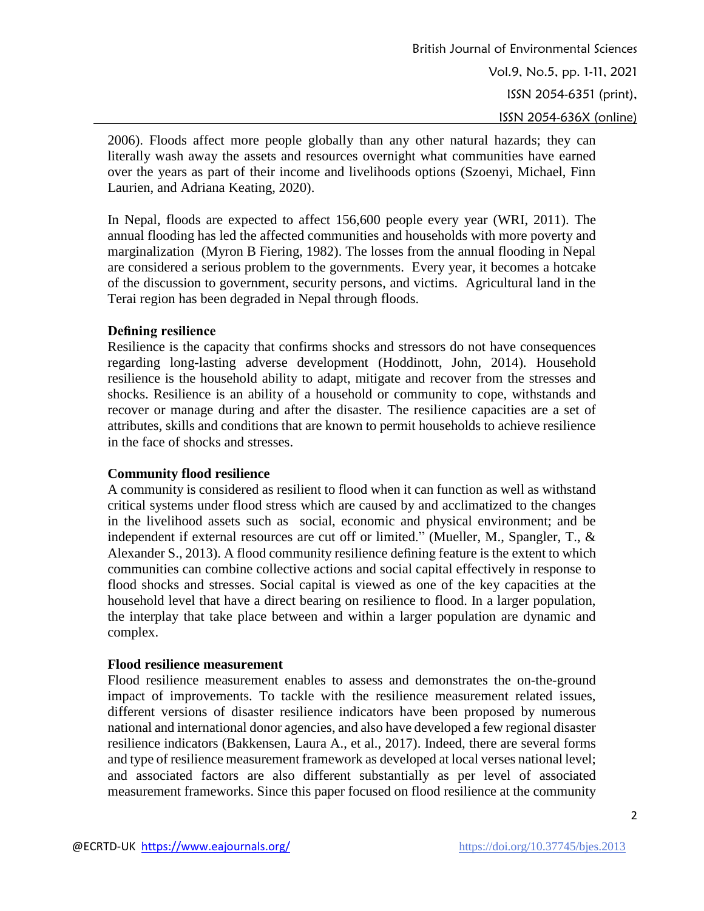2006). Floods affect more people globally than any other natural hazards; they can literally wash away the assets and resources overnight what communities have earned over the years as part of their income and livelihoods options (Szoenyi, Michael, Finn Laurien, and Adriana Keating, 2020).

In Nepal, floods are expected to affect 156,600 people every year (WRI, 2011). The annual flooding has led the affected communities and households with more poverty and marginalization (Myron B Fiering, 1982). The losses from the annual flooding in Nepal are considered a serious problem to the governments. Every year, it becomes a hotcake of the discussion to government, security persons, and victims. Agricultural land in the Terai region has been degraded in Nepal through floods.

### Defining resilience

Resilience is the capacity that confirms shocks and stressors do not have consequences regarding long-lasting adverse development (Hoddinott, John, 2014). Household resilience is the household ability to adapt, mitigate and recover from the stresses and shocks. Resilience is an ability of a household or community to cope, withstands and recover or manage during and after the disaster. The resilience capacities are a set of attributes, skills and conditions that are known to permit households to achieve resilience in the face of shocks and stresses.

### Community flood resilience

A community is considered as resilient to flood when it can function as well as withstand critical systems under flood stress which are caused by and acclimatized to the changes in the livelihood assets such as social, economic and physical environment; and be independent if external resources are cut off or limited." (Mueller, M., Spangler, T., & Alexander S., 2013). A flood community resilience defining feature is the extent to which communities can combine collective actions and social capital effectively in response to flood shocks and stresses. Social capital is viewed as one of the key capacities at the household level that have a direct bearing on resilience to flood. In a larger population, the interplay that take place between and within a larger population are dynamic and complex.

### Flood resilience measurement

Flood resilience measurement enables to assess and demonstrates the on-the-ground impact of improvements. To tackle with the resilience measurement related issues, different versions of disaster resilience indicators have been proposed by numerous national and international donor agencies, and also have developed a few regional disaster resilience indicators (Bakkensen, Laura A., et al., 2017). Indeed, there are several forms and type of resilience measurement framework as developed at local verses national level; and associated factors are also different substantially as per level of associated measurement frameworks. Since this paper focused on flood resilience at the community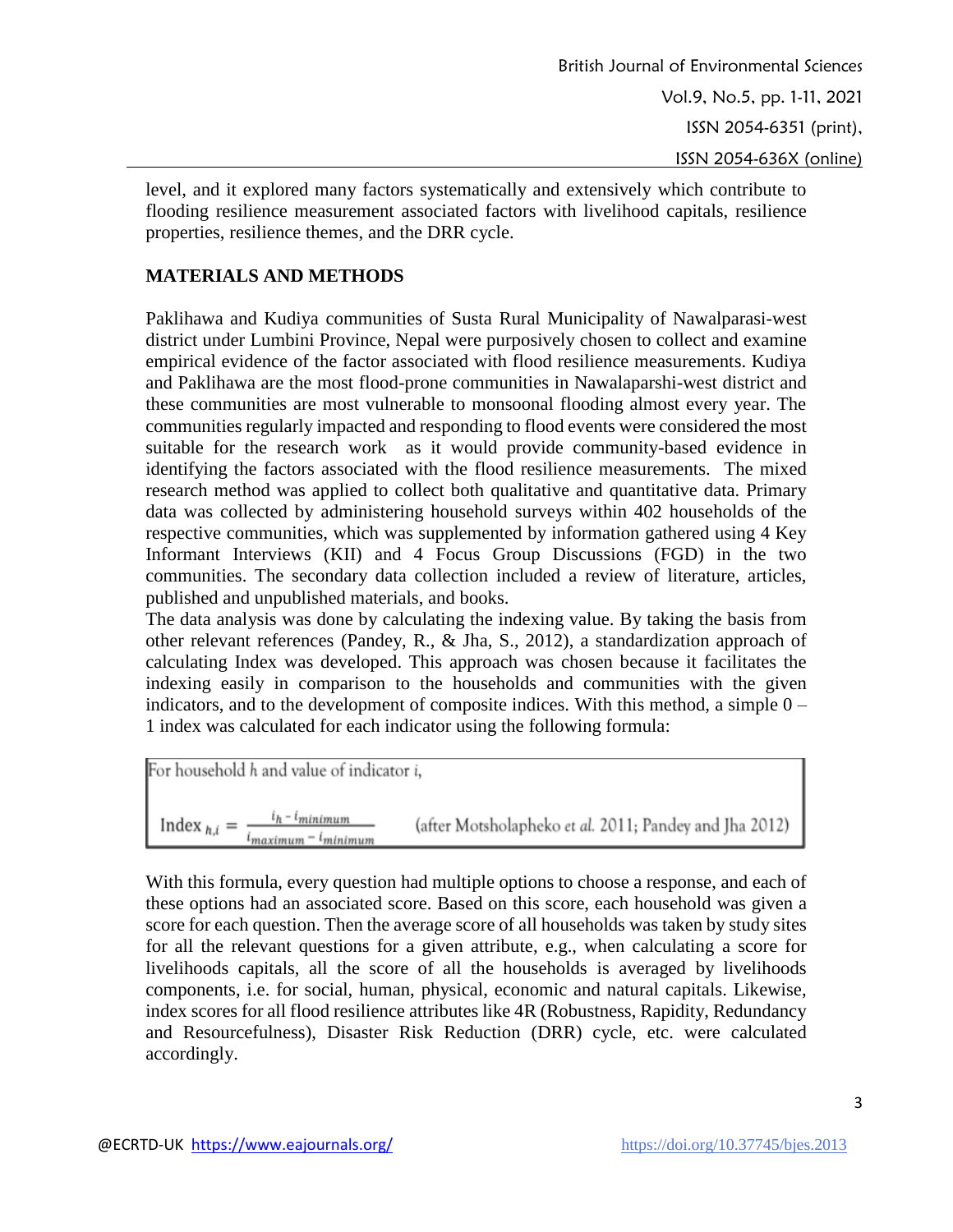level, and it explored many factors systematically and extensively which contribute to flooding resilience measurement associated factors with livelihood capitals, resilience properties, resilience themes, and the DRR cycle.

## MATERIALS AND METHODS

Paklihawa and Kudiya communities of Susta Rural Municipality of Nawalparasi-west district under Lumbini Province, Nepal were purposively chosen to collect and examine empirical evidence of the factor associated with flood resilience measurements. Kudiya and Paklihawa are the most flood-prone communities in Nawalaparshi-west district and these communities are most vulnerable to monsoonal flooding almost every year. The communities regularly impacted and responding to flood events were considered the most suitable for the research work as it would provide community-based evidence in identifying the factors associated with the flood resilience measurements. The mixed research method was applied to collect both qualitative and quantitative data. Primary data was collected by administering household surveys within 402 households of the respective communities, which was supplemented by information gathered using 4 Key Informant Interviews (KII) and 4 Focus Group Discussions (FGD) in the two communities. The secondary data collection included a review of literature, articles, published and unpublished materials, and books.

The data analysis was done by calculating the indexing value. By taking the basis from other relevant references (Pandey, R., & Jha, S., 2012), a standardization approach of calculating Index was developed. This approach was chosen because it facilitates the indexing easily in comparison to the households and communities with the given indicators, and to the development of composite indices. With this method, a simple 0 – 1 index was calculated for each indicator using the following formula:

For household $h$ and value of indicator $i$,

$$\text{Index}_{h,i} = \frac{i_h - i_{minimum}}{i_{maximum} - i_{minimum}}$$

(after Motsholapheko *et al.* 2011; Pandey and Jha 2012)

With this formula, every question had multiple options to choose a response, and each of these options had an associated score. Based on this score, each household was given a score for each question. Then the average score of all households was taken by study sites for all the relevant questions for a given attribute, e.g., when calculating a score for livelihoods capitals, all the score of all the households is averaged by livelihoods components, i.e. for social, human, physical, economic and natural capitals. Likewise, index scores for all flood resilience attributes like 4R (Robustness, Rapidity, Redundancy and Resourcefulness), Disaster Risk Reduction (DRR) cycle, etc. were calculated accordingly.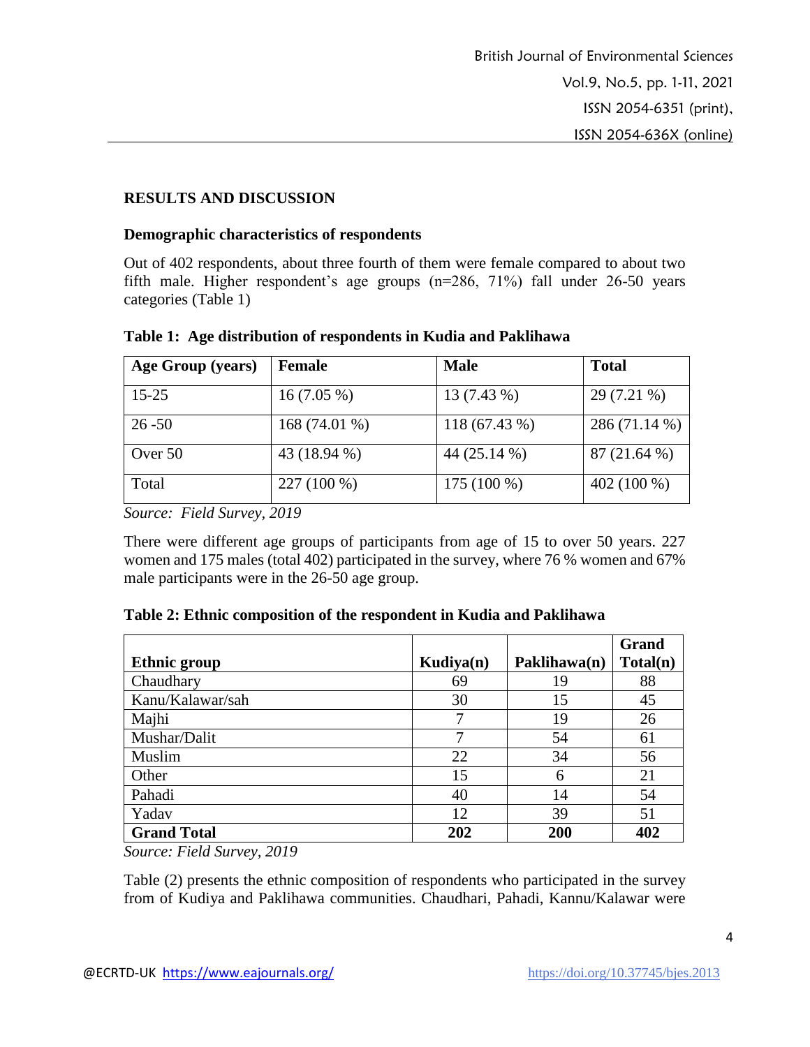## RESULTS AND DISCUSSION

### Demographic characteristics of respondents

Out of 402 respondents, about three fourth of them were female compared to about two fifth male. Higher respondent's age groups (n=286, 71%) fall under 26-50 years categories (Table 1)

**Table 1: Age distribution of respondents in Kudia and Paklihawa**

| Age Group (years) | Female | Male | Total |
|---|---|---|---|
| 15-25 | 16 (7.05 %) | 13 (7.43 %) | 29 (7.21 %) |
| 26 -50 | 168 (74.01 %) | 118 (67.43 %) | 286 (71.14 %) |
| Over 50 | 43 (18.94 %) | 44 (25.14 %) | 87 (21.64 %) |
| Total | 227 (100 %) | 175 (100 %) | 402 (100 %) |

*Source: Field Survey, 2019*

There were different age groups of participants from age of 15 to over 50 years. 227 women and 175 males (total 402) participated in the survey, where 76 % women and 67% male participants were in the 26-50 age group.

**Table 2: Ethnic composition of the respondent in Kudia and Paklihawa**

| Ethnic group | Kudiya(n) | Paklihawa(n) | Grand Total(n) |
|---|---|---|---|
| Chaudhary | 69 | 19 | 88 |
| Kanu/Kalawar/sah | 30 | 15 | 45 |
| Majhi | 7 | 19 | 26 |
| Mushar/Dalit | 7 | 54 | 61 |
| Muslim | 22 | 34 | 56 |
| Other | 15 | 6 | 21 |
| Pahadi | 40 | 14 | 54 |
| Yadav | 12 | 39 | 51 |
| **Grand Total** | **202** | **200** | **402** |

*Source: Field Survey, 2019*

Table (2) presents the ethnic composition of respondents who participated in the survey from of Kudiya and Paklihawa communities. Chaudhari, Pahadi, Kannu/Kalawar were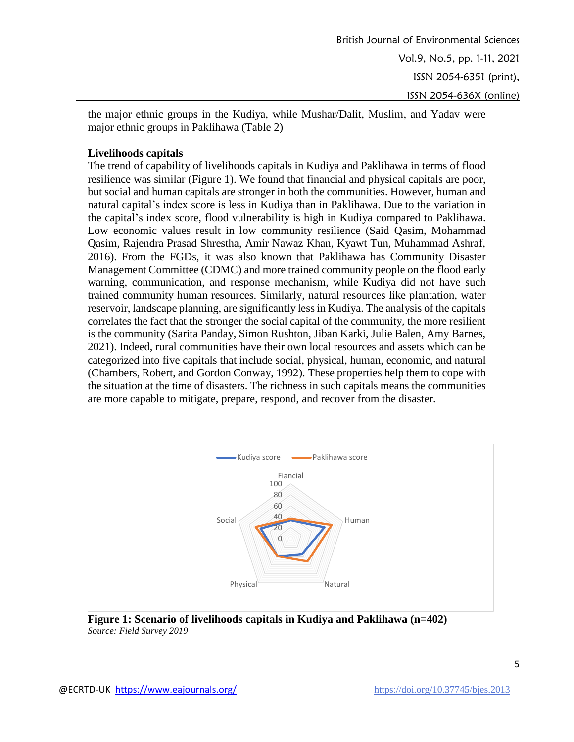the major ethnic groups in the Kudiya, while Mushar/Dalit, Muslim, and Yadav were major ethnic groups in Paklihawa (Table 2)

**Livelihoods capitals**

The trend of capability of livelihoods capitals in Kudiya and Paklihawa in terms of flood resilience was similar (Figure 1). We found that financial and physical capitals are poor, but social and human capitals are stronger in both the communities. However, human and natural capital's index score is less in Kudiya than in Paklihawa. Due to the variation in the capital's index score, flood vulnerability is high in Kudiya compared to Paklihawa. Low economic values result in low community resilience (Said Qasim, Mohammad Qasim, Rajendra Prasad Shrestha, Amir Nawaz Khan, Kyawt Tun, Muhammad Ashraf, 2016). From the FGDs, it was also known that Paklihawa has Community Disaster Management Committee (CDMC) and more trained community people on the flood early warning, communication, and response mechanism, while Kudiya did not have such trained community human resources. Similarly, natural resources like plantation, water reservoir, landscape planning, are significantly less in Kudiya. The analysis of the capitals correlates the fact that the stronger the social capital of the community, the more resilient is the community (Sarita Panday, Simon Rushton, Jiban Karki, Julie Balen, Amy Barnes, 2021). Indeed, rural communities have their own local resources and assets which can be categorized into five capitals that include social, physical, human, economic, and natural (Chambers, Robert, and Gordon Conway, 1992). These properties help them to cope with the situation at the time of disasters. The richness in such capitals means the communities are more capable to mitigate, prepare, respond, and recover from the disaster.

**Figure 1: Scenario of livelihoods capitals in Kudiya and Paklihawa (n=402)**

*Source: Field Survey 2019*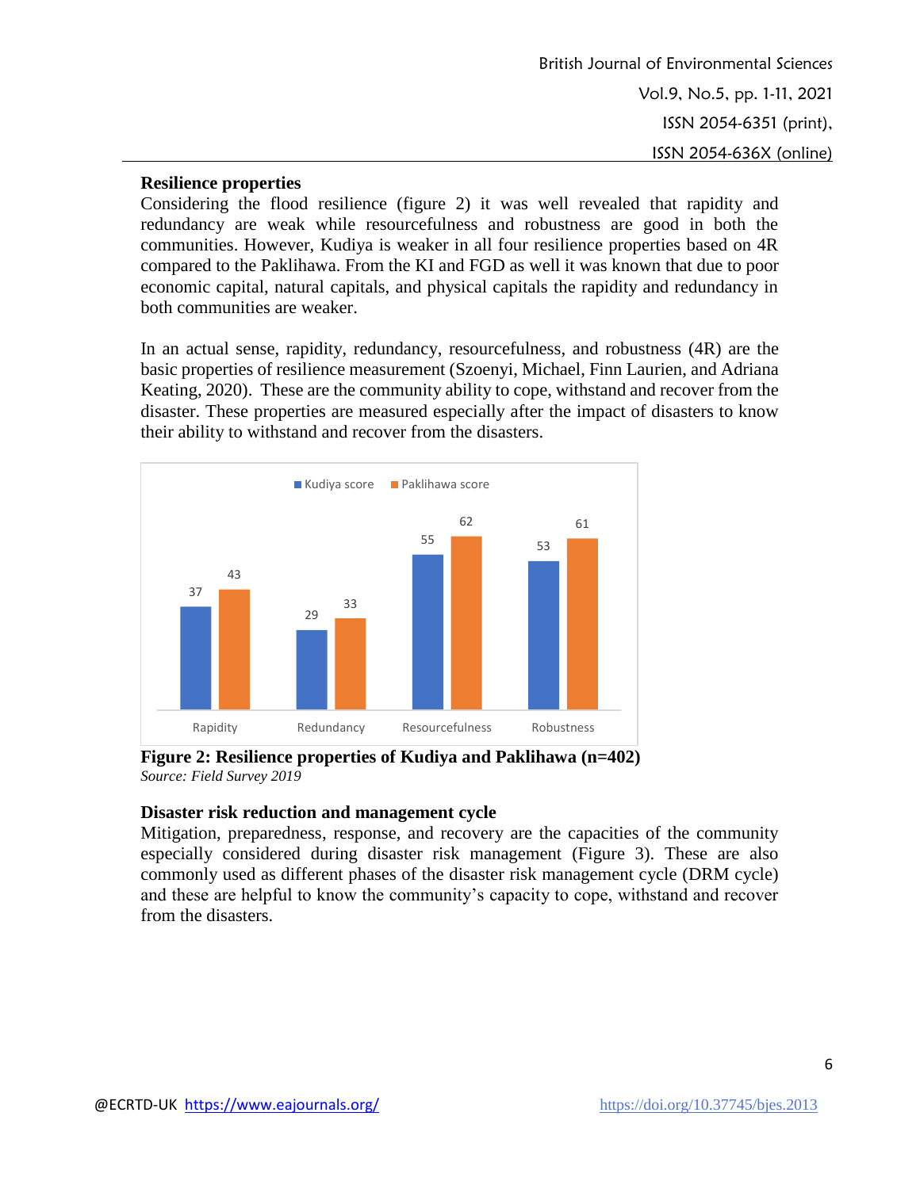### Resilience properties

Considering the flood resilience (figure 2) it was well revealed that rapidity and redundancy are weak while resourcefulness and robustness are good in both the communities. However, Kudiya is weaker in all four resilience properties based on 4R compared to the Paklihawa. From the KI and FGD as well it was known that due to poor economic capital, natural capitals, and physical capitals the rapidity and redundancy in both communities are weaker.

In an actual sense, rapidity, redundancy, resourcefulness, and robustness (4R) are the basic properties of resilience measurement (Szoenyi, Michael, Finn Laurien, and Adriana Keating, 2020). These are the community ability to cope, withstand and recover from the disaster. These properties are measured especially after the impact of disasters to know their ability to withstand and recover from the disasters.

| | Kudiya score | Paklihawa score |
|---|---|---|
| Rapidity | 37 | 43 |
| Redundancy | 29 | 33 |
| Resourcefulness | 55 | 62 |
| Robustness | 53 | 61 |

**Figure 2: Resilience properties of Kudiya and Paklihawa (n=402)**
*Source: Field Survey 2019*

### Disaster risk reduction and management cycle

Mitigation, preparedness, response, and recovery are the capacities of the community especially considered during disaster risk management (Figure 3). These are also commonly used as different phases of the disaster risk management cycle (DRM cycle) and these are helpful to know the community's capacity to cope, withstand and recover from the disasters.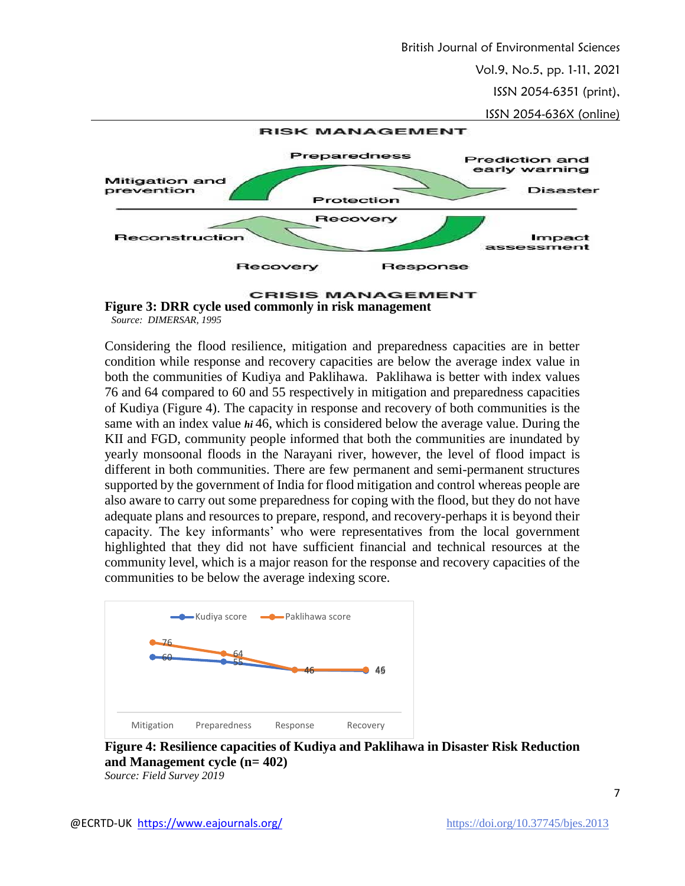RISK MANAGEMENT

Preparedness

Prediction and early warning

Mitigation and prevention

Protection

Disaster

Recovery

Reconstruction

Impact assessment

Recovery

Response

CRISIS MANAGEMENT

**Figure 3: DRR cycle used commonly in risk management**

*Source: DIMERSAR, 1995*

Considering the flood resilience, mitigation and preparedness capacities are in better condition while response and recovery capacities are below the average index value in both the communities of Kudiya and Paklihawa. Paklihawa is better with index values 76 and 64 compared to 60 and 55 respectively in mitigation and preparedness capacities of Kudiya (Figure 4). The capacity in response and recovery of both communities is the same with an index value ***hi*** 46, which is considered below the average value. During the KII and FGD, community people informed that both the communities are inundated by yearly monsoonal floods in the Narayani river, however, the level of flood impact is different in both communities. There are few permanent and semi-permanent structures supported by the government of India for flood mitigation and control whereas people are also aware to carry out some preparedness for coping with the flood, but they do not have adequate plans and resources to prepare, respond, and recovery-perhaps it is beyond their capacity. The key informants' who were representatives from the local government highlighted that they did not have sufficient financial and technical resources at the community level, which is a major reason for the response and recovery capacities of the communities to be below the average indexing score.

| | Mitigation | Preparedness | Response | Recovery |
|---|---|---|---|---|
| Kudiya score | 60 | 55 | 46 | 45 |
| Paklihawa score | 76 | 64 | 46 | 46 |

**Figure 4: Resilience capacities of Kudiya and Paklihawa in Disaster Risk Reduction and Management cycle (n= 402)**

*Source: Field Survey 2019*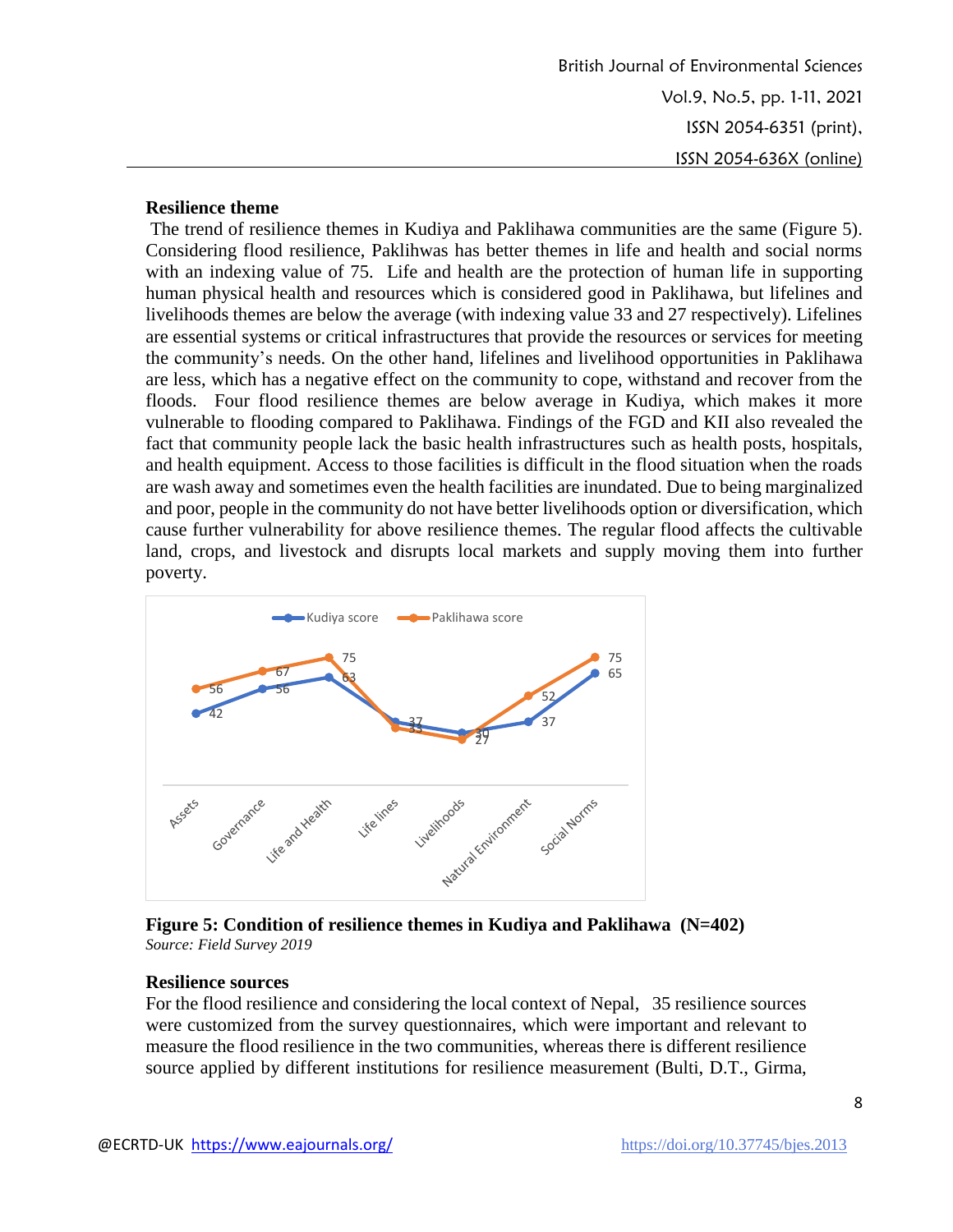### Resilience theme

The trend of resilience themes in Kudiya and Paklihawa communities are the same (Figure 5). Considering flood resilience, Paklihwas has better themes in life and health and social norms with an indexing value of 75. Life and health are the protection of human life in supporting human physical health and resources which is considered good in Paklihawa, but lifelines and livelihoods themes are below the average (with indexing value 33 and 27 respectively). Lifelines are essential systems or critical infrastructures that provide the resources or services for meeting the community's needs. On the other hand, lifelines and livelihood opportunities in Paklihawa are less, which has a negative effect on the community to cope, withstand and recover from the floods. Four flood resilience themes are below average in Kudiya, which makes it more vulnerable to flooding compared to Paklihawa. Findings of the FGD and KII also revealed the fact that community people lack the basic health infrastructures such as health posts, hospitals, and health equipment. Access to those facilities is difficult in the flood situation when the roads are wash away and sometimes even the health facilities are inundated. Due to being marginalized and poor, people in the community do not have better livelihoods option or diversification, which cause further vulnerability for above resilience themes. The regular flood affects the cultivable land, crops, and livestock and disrupts local markets and supply moving them into further poverty.

| Theme | Kudiya score | Paklihawa score |
|---|---|---|
| Assets | 42 | 56 |
| Governance | 56 | 67 |
| Life and Health | 63 | 75 |
| Life lines | 37 | 33 |
| Livelihoods | 30 | 27 |
| Natural Environment | 37 | 52 |
| Social Norms | 65 | 75 |

**Figure 5: Condition of resilience themes in Kudiya and Paklihawa (N=402)**
*Source: Field Survey 2019*

### Resilience sources

For the flood resilience and considering the local context of Nepal, 35 resilience sources were customized from the survey questionnaires, which were important and relevant to measure the flood resilience in the two communities, whereas there is different resilience source applied by different institutions for resilience measurement (Bulti, D.T., Girma,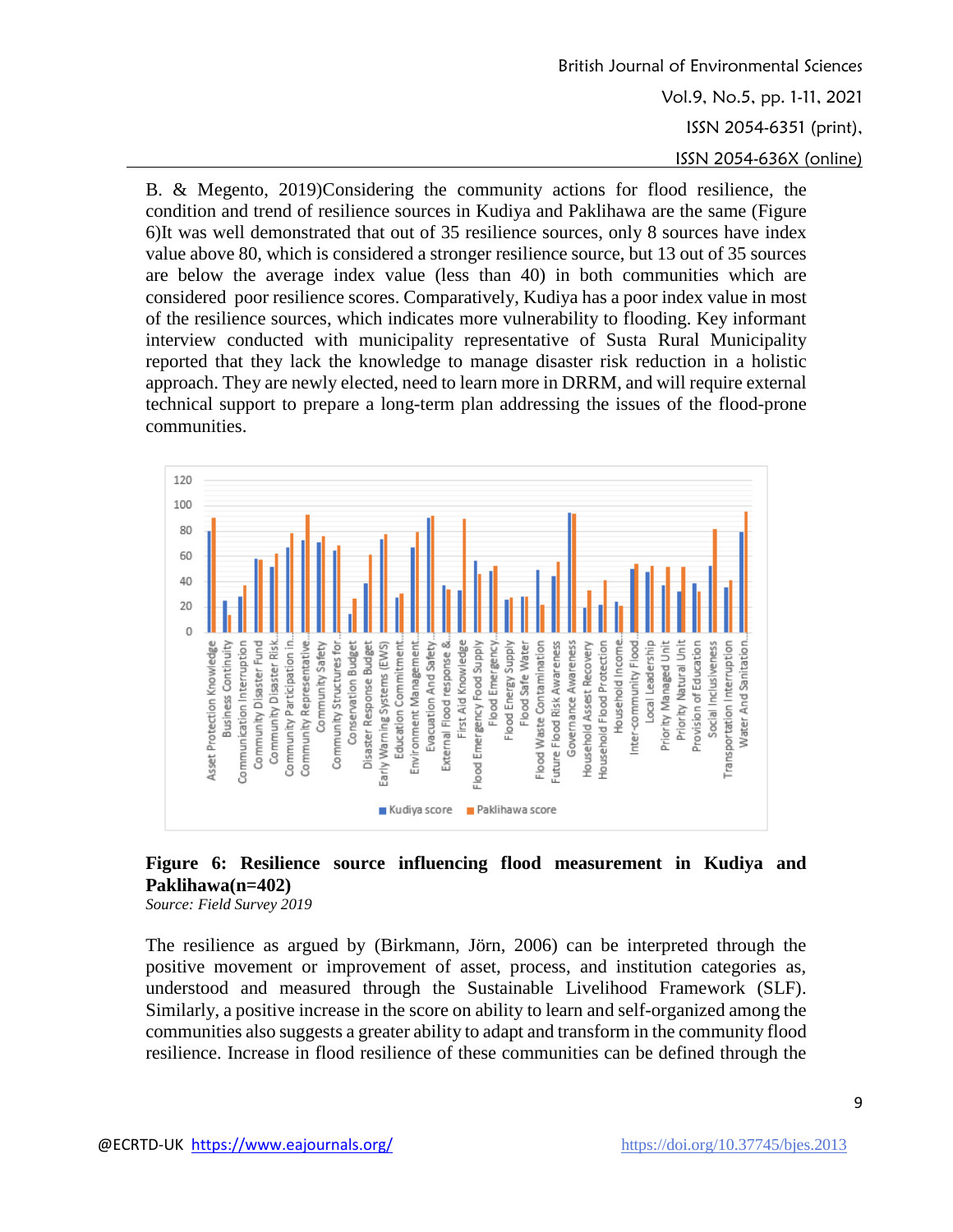B. & Megento, 2019)Considering the community actions for flood resilience, the condition and trend of resilience sources in Kudiya and Paklihawa are the same (Figure 6)It was well demonstrated that out of 35 resilience sources, only 8 sources have index value above 80, which is considered a stronger resilience source, but 13 out of 35 sources are below the average index value (less than 40) in both communities which are considered poor resilience scores. Comparatively, Kudiya has a poor index value in most of the resilience sources, which indicates more vulnerability to flooding. Key informant interview conducted with municipality representative of Susta Rural Municipality reported that they lack the knowledge to manage disaster risk reduction in a holistic approach. They are newly elected, need to learn more in DRRM, and will require external technical support to prepare a long-term plan addressing the issues of the flood-prone communities.

**Figure 6: Resilience source influencing flood measurement in Kudiya and Paklihawa(n=402)**

*Source: Field Survey 2019*

The resilience as argued by (Birkmann, Jörn, 2006) can be interpreted through the positive movement or improvement of asset, process, and institution categories as, understood and measured through the Sustainable Livelihood Framework (SLF). Similarly, a positive increase in the score on ability to learn and self-organized among the communities also suggests a greater ability to adapt and transform in the community flood resilience. Increase in flood resilience of these communities can be defined through the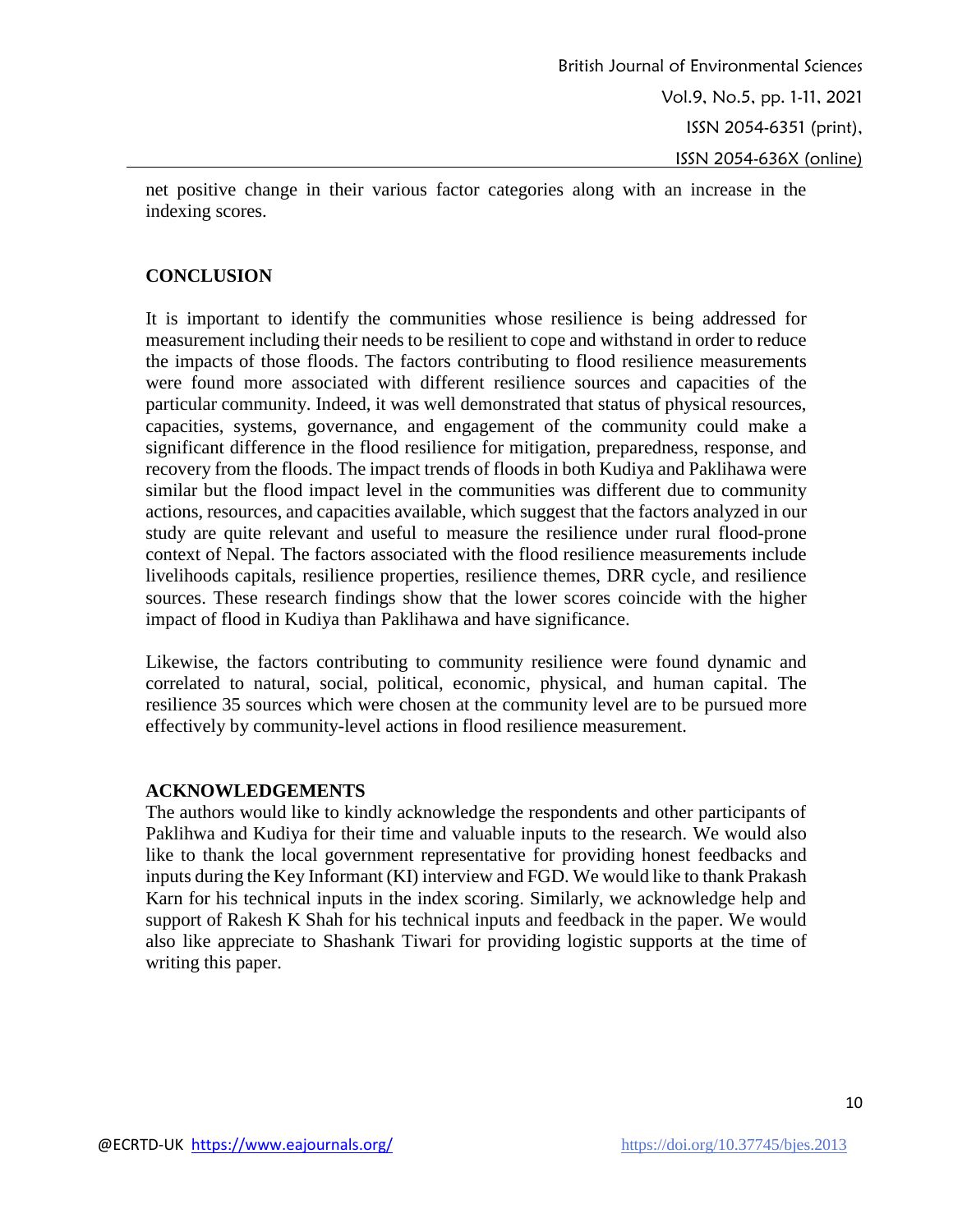net positive change in their various factor categories along with an increase in the indexing scores.

## CONCLUSION

It is important to identify the communities whose resilience is being addressed for measurement including their needs to be resilient to cope and withstand in order to reduce the impacts of those floods. The factors contributing to flood resilience measurements were found more associated with different resilience sources and capacities of the particular community. Indeed, it was well demonstrated that status of physical resources, capacities, systems, governance, and engagement of the community could make a significant difference in the flood resilience for mitigation, preparedness, response, and recovery from the floods. The impact trends of floods in both Kudiya and Paklihawa were similar but the flood impact level in the communities was different due to community actions, resources, and capacities available, which suggest that the factors analyzed in our study are quite relevant and useful to measure the resilience under rural flood-prone context of Nepal. The factors associated with the flood resilience measurements include livelihoods capitals, resilience properties, resilience themes, DRR cycle, and resilience sources. These research findings show that the lower scores coincide with the higher impact of flood in Kudiya than Paklihawa and have significance.

Likewise, the factors contributing to community resilience were found dynamic and correlated to natural, social, political, economic, physical, and human capital. The resilience 35 sources which were chosen at the community level are to be pursued more effectively by community-level actions in flood resilience measurement.

## ACKNOWLEDGEMENTS

The authors would like to kindly acknowledge the respondents and other participants of Paklihwa and Kudiya for their time and valuable inputs to the research. We would also like to thank the local government representative for providing honest feedbacks and inputs during the Key Informant (KI) interview and FGD. We would like to thank Prakash Karn for his technical inputs in the index scoring. Similarly, we acknowledge help and support of Rakesh K Shah for his technical inputs and feedback in the paper. We would also like appreciate to Shashank Tiwari for providing logistic supports at the time of writing this paper.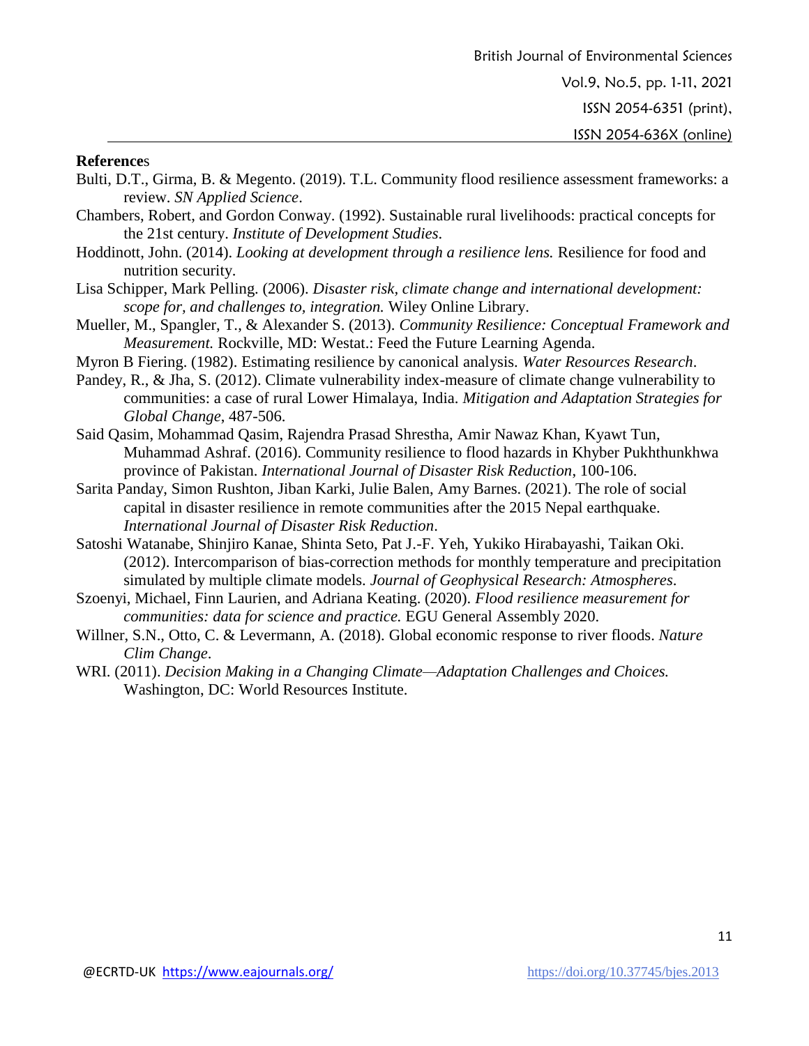**References**

Bulti, D.T., Girma, B. & Megento. (2019). T.L. Community flood resilience assessment frameworks: a review. *SN Applied Science*.

Chambers, Robert, and Gordon Conway. (1992). Sustainable rural livelihoods: practical concepts for the 21st century. *Institute of Development Studies*.

Hoddinott, John. (2014). *Looking at development through a resilience lens.* Resilience for food and nutrition security.

Lisa Schipper, Mark Pelling. (2006). *Disaster risk, climate change and international development: scope for, and challenges to, integration.* Wiley Online Library.

Mueller, M., Spangler, T., & Alexander S. (2013). *Community Resilience: Conceptual Framework and Measurement.* Rockville, MD: Westat.: Feed the Future Learning Agenda.

Myron B Fiering. (1982). Estimating resilience by canonical analysis. *Water Resources Research*.

Pandey, R., & Jha, S. (2012). Climate vulnerability index-measure of climate change vulnerability to communities: a case of rural Lower Himalaya, India. *Mitigation and Adaptation Strategies for Global Change*, 487-506.

Said Qasim, Mohammad Qasim, Rajendra Prasad Shrestha, Amir Nawaz Khan, Kyawt Tun, Muhammad Ashraf. (2016). Community resilience to flood hazards in Khyber Pukhthunkhwa province of Pakistan. *International Journal of Disaster Risk Reduction*, 100-106.

Sarita Panday, Simon Rushton, Jiban Karki, Julie Balen, Amy Barnes. (2021). The role of social capital in disaster resilience in remote communities after the 2015 Nepal earthquake. *International Journal of Disaster Risk Reduction*.

Satoshi Watanabe, Shinjiro Kanae, Shinta Seto, Pat J.-F. Yeh, Yukiko Hirabayashi, Taikan Oki. (2012). Intercomparison of bias-correction methods for monthly temperature and precipitation simulated by multiple climate models. *Journal of Geophysical Research: Atmospheres*.

Szoenyi, Michael, Finn Laurien, and Adriana Keating. (2020). *Flood resilience measurement for communities: data for science and practice.* EGU General Assembly 2020.

Willner, S.N., Otto, C. & Levermann, A. (2018). Global economic response to river floods. *Nature Clim Change*.

WRI. (2011). *Decision Making in a Changing Climate—Adaptation Challenges and Choices.* Washington, DC: World Resources Institute.